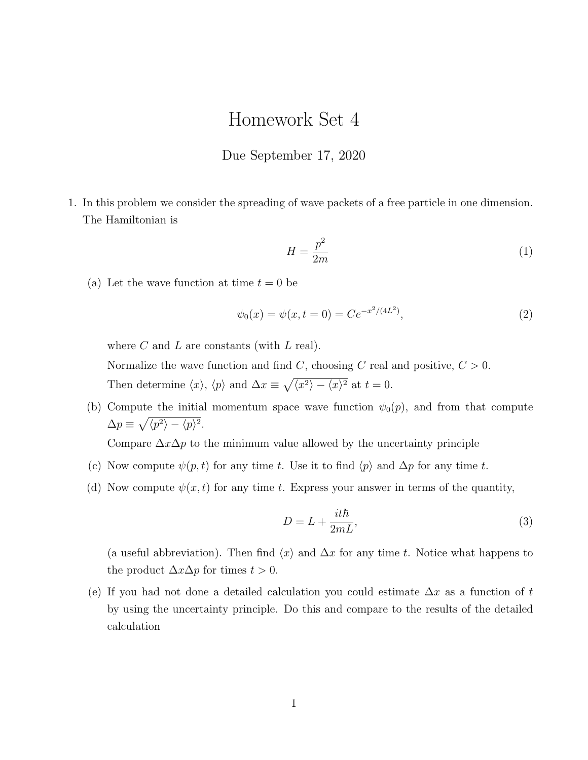# Homework Set 4

Due September 17, 2020

1. In this problem we consider the spreading of wave packets of a free particle in one dimension. The Hamiltonian is

$$H = \frac{p^2}{2m} \tag{1}$$

(a) Let the wave function at time $t = 0$ be

$$\psi_0(x) = \psi(x, t = 0) = Ce^{-x^2/(4L^2)}, \tag{2}$$

where $C$ and $L$ are constants (with $L$ real).

Normalize the wave function and find $C$, choosing $C$ real and positive, $C > 0$.

Then determine $\langle x \rangle$, $\langle p \rangle$ and $\Delta x \equiv \sqrt{\langle x^2 \rangle - \langle x \rangle^2}$ at $t = 0$.

(b) Compute the initial momentum space wave function $\psi_0(p)$, and from that compute $\Delta p \equiv \sqrt{\langle p^2 \rangle - \langle p \rangle^2}$.

Compare $\Delta x \Delta p$ to the minimum value allowed by the uncertainty principle

(c) Now compute $\psi(p, t)$ for any time $t$. Use it to find $\langle p \rangle$ and $\Delta p$ for any time $t$.

(d) Now compute $\psi(x, t)$ for any time $t$. Express your answer in terms of the quantity,

$$D = L + \frac{it\hbar}{2mL}, \tag{3}$$

(a useful abbreviation). Then find $\langle x \rangle$ and $\Delta x$ for any time $t$. Notice what happens to the product $\Delta x \Delta p$ for times $t > 0$.

(e) If you had not done a detailed calculation you could estimate $\Delta x$ as a function of $t$ by using the uncertainty principle. Do this and compare to the results of the detailed calculation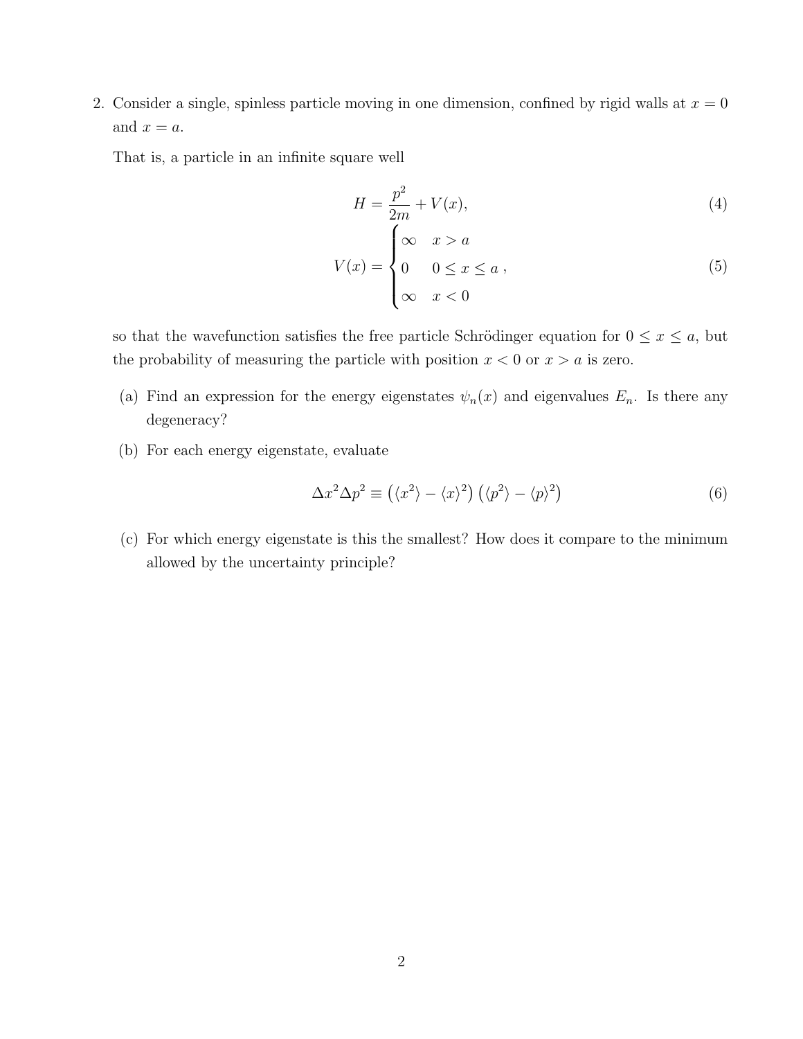2. Consider a single, spinless particle moving in one dimension, confined by rigid walls at $x = 0$ and $x = a$.

   That is, a particle in an infinite square well

$$H = \frac{p^2}{2m} + V(x), \tag{4}$$

$$V(x) = \begin{cases} \infty & x > a \\ 0 & 0 \leq x \leq a \\ \infty & x < 0 \end{cases}, \tag{5}$$

   so that the wavefunction satisfies the free particle Schrödinger equation for $0 \leq x \leq a$, but the probability of measuring the particle with position $x < 0$ or $x > a$ is zero.

   (a) Find an expression for the energy eigenstates $\psi_n(x)$ and eigenvalues $E_n$. Is there any degeneracy?

   (b) For each energy eigenstate, evaluate

$$\Delta x^2 \Delta p^2 \equiv \left(\langle x^2 \rangle - \langle x \rangle^2\right)\left(\langle p^2 \rangle - \langle p \rangle^2\right) \tag{6}$$

   (c) For which energy eigenstate is this the smallest? How does it compare to the minimum allowed by the uncertainty principle?